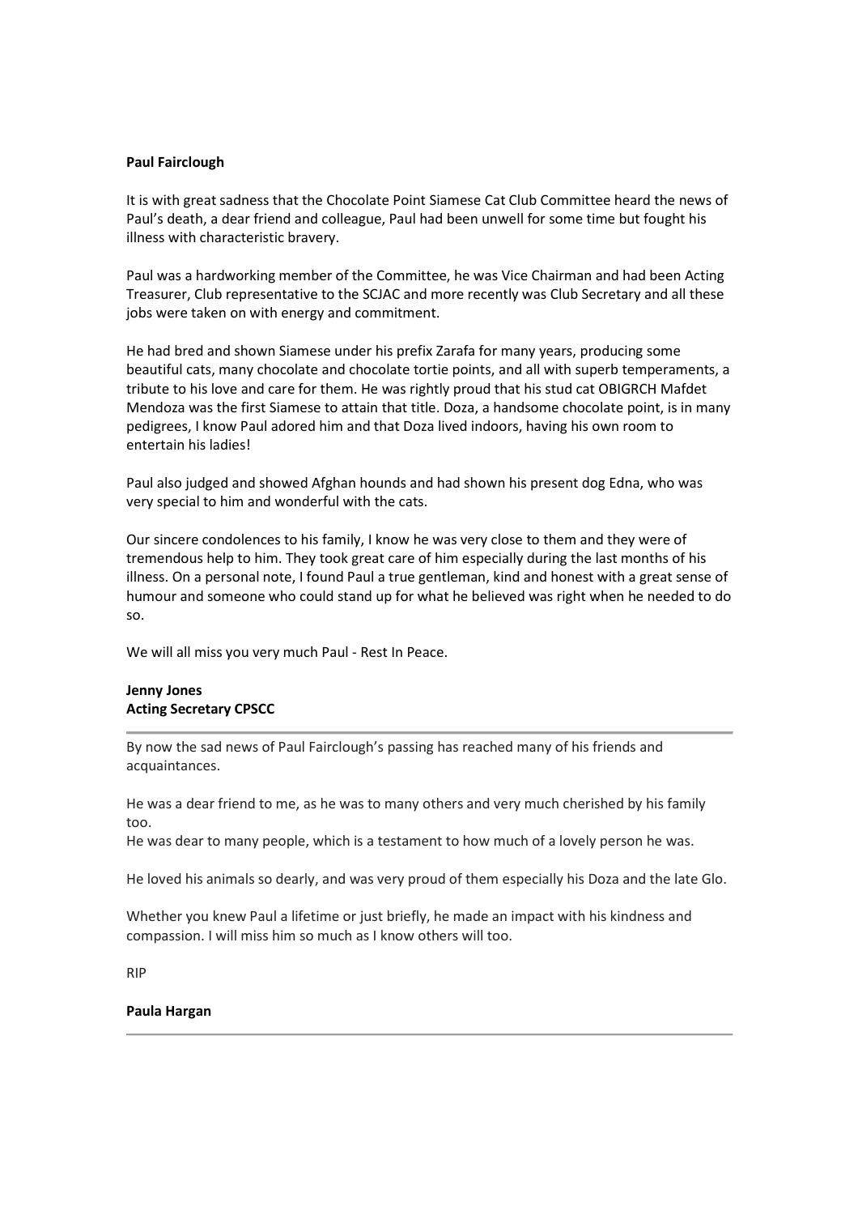**Paul Fairclough**

It is with great sadness that the Chocolate Point Siamese Cat Club Committee heard the news of Paul's death, a dear friend and colleague, Paul had been unwell for some time but fought his illness with characteristic bravery.

Paul was a hardworking member of the Committee, he was Vice Chairman and had been Acting Treasurer, Club representative to the SCJAC and more recently was Club Secretary and all these jobs were taken on with energy and commitment.

He had bred and shown Siamese under his prefix Zarafa for many years, producing some beautiful cats, many chocolate and chocolate tortie points, and all with superb temperaments, a tribute to his love and care for them. He was rightly proud that his stud cat OBIGRCH Mafdet Mendoza was the first Siamese to attain that title. Doza, a handsome chocolate point, is in many pedigrees, I know Paul adored him and that Doza lived indoors, having his own room to entertain his ladies!

Paul also judged and showed Afghan hounds and had shown his present dog Edna, who was very special to him and wonderful with the cats.

Our sincere condolences to his family, I know he was very close to them and they were of tremendous help to him. They took great care of him especially during the last months of his illness. On a personal note, I found Paul a true gentleman, kind and honest with a great sense of humour and someone who could stand up for what he believed was right when he needed to do so.

We will all miss you very much Paul - Rest In Peace.

**Jenny Jones**
**Acting Secretary CPSCC**

---

By now the sad news of Paul Fairclough's passing has reached many of his friends and acquaintances.

He was a dear friend to me, as he was to many others and very much cherished by his family too.
He was dear to many people, which is a testament to how much of a lovely person he was.

He loved his animals so dearly, and was very proud of them especially his Doza and the late Glo.

Whether you knew Paul a lifetime or just briefly, he made an impact with his kindness and compassion. I will miss him so much as I know others will too.

RIP

**Paula Hargan**

---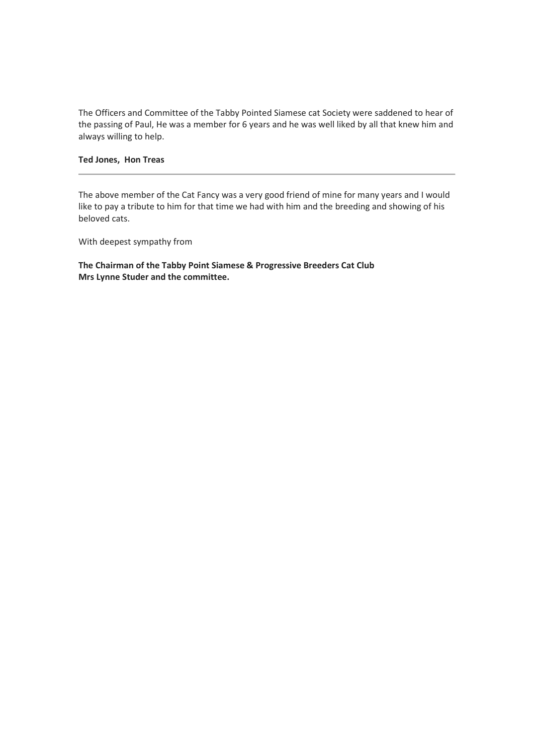The Officers and Committee of the Tabby Pointed Siamese cat Society were saddened to hear of the passing of Paul, He was a member for 6 years and he was well liked by all that knew him and always willing to help.

**Ted Jones, Hon Treas**

---

The above member of the Cat Fancy was a very good friend of mine for many years and I would like to pay a tribute to him for that time we had with him and the breeding and showing of his beloved cats.

With deepest sympathy from

**The Chairman of the Tabby Point Siamese & Progressive Breeders Cat Club**
**Mrs Lynne Studer and the committee.**